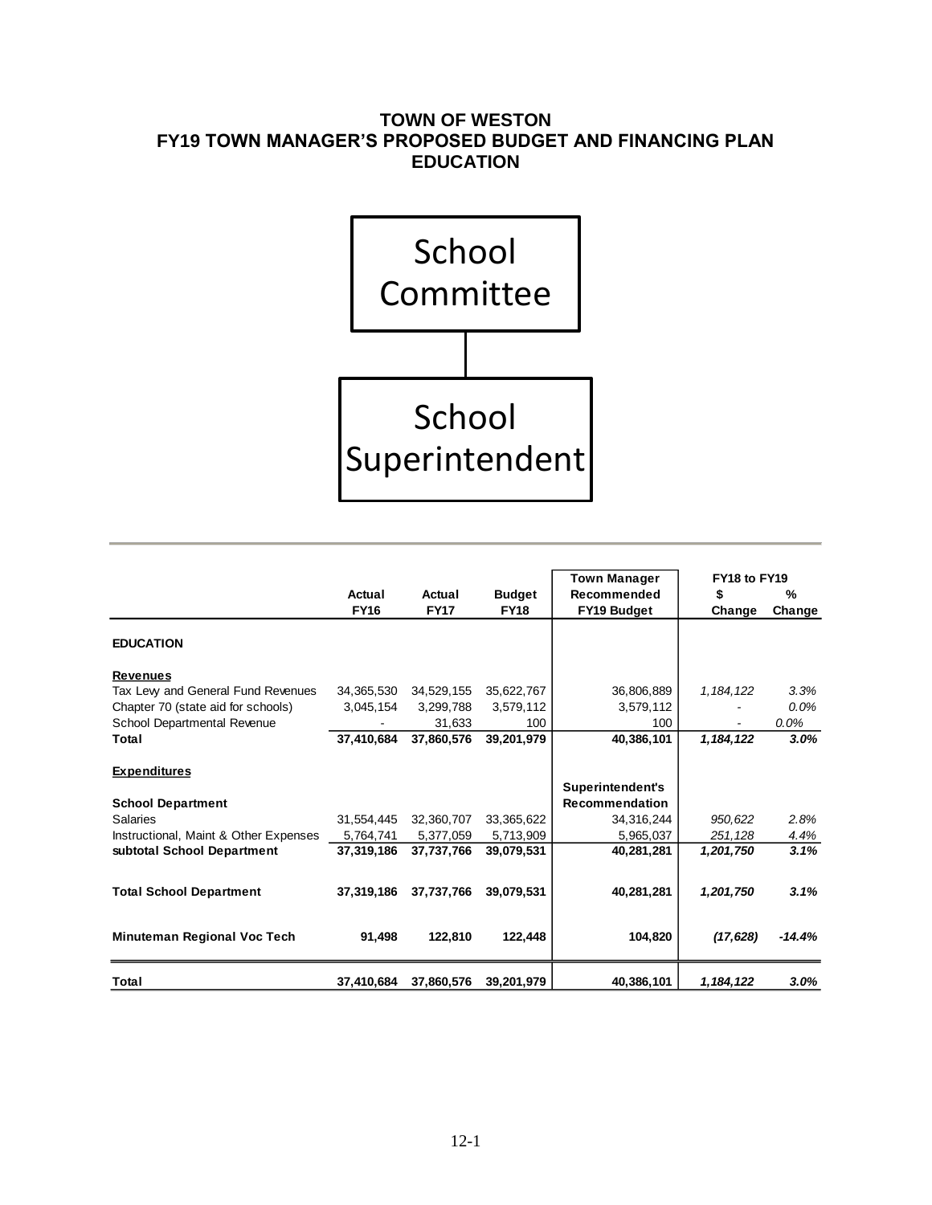# TOWN OF WESTON
## FY19 TOWN MANAGER'S PROPOSED BUDGET AND FINANCING PLAN
## EDUCATION

School Committee

School Superintendent

| | Actual FY16 | Actual FY17 | Budget FY18 | Town Manager Recommended FY19 Budget | FY18 to FY19 $ Change | FY18 to FY19 % Change |
|---|---|---|---|---|---|---|
| **EDUCATION** | | | | | | |
| **Revenues** | | | | | | |
| Tax Levy and General Fund Revenues | 34,365,530 | 34,529,155 | 35,622,767 | 36,806,889 | *1,184,122* | *3.3%* |
| Chapter 70 (state aid for schools) | 3,045,154 | 3,299,788 | 3,579,112 | 3,579,112 | - | *0.0%* |
| School Departmental Revenue | - | 31,633 | 100 | 100 | - | *0.0%* |
| **Total** | **37,410,684** | **37,860,576** | **39,201,979** | **40,386,101** | ***1,184,122*** | ***3.0%*** |
| **Expenditures** | | | | | | |
| **School Department** | | | | **Superintendent's Recommendation** | | |
| Salaries | 31,554,445 | 32,360,707 | 33,365,622 | 34,316,244 | *950,622* | *2.8%* |
| Instructional, Maint & Other Expenses | 5,764,741 | 5,377,059 | 5,713,909 | 5,965,037 | *251,128* | *4.4%* |
| **subtotal School Department** | **37,319,186** | **37,737,766** | **39,079,531** | **40,281,281** | ***1,201,750*** | ***3.1%*** |
| **Total School Department** | **37,319,186** | **37,737,766** | **39,079,531** | **40,281,281** | ***1,201,750*** | ***3.1%*** |
| **Minuteman Regional Voc Tech** | **91,498** | **122,810** | **122,448** | **104,820** | ***(17,628)*** | ***-14.4%*** |
| **Total** | **37,410,684** | **37,860,576** | **39,201,979** | **40,386,101** | ***1,184,122*** | ***3.0%*** |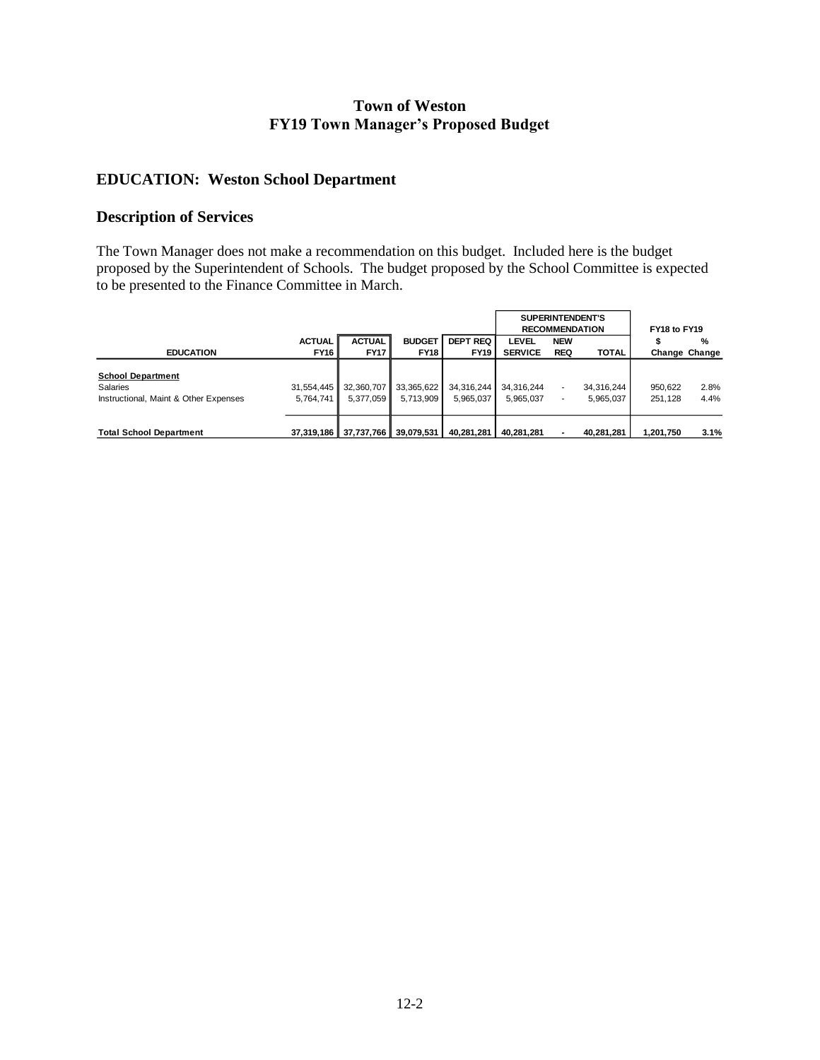**Town of Weston**
**FY19 Town Manager's Proposed Budget**

## EDUCATION: Weston School Department

## Description of Services

The Town Manager does not make a recommendation on this budget. Included here is the budget proposed by the Superintendent of Schools. The budget proposed by the School Committee is expected to be presented to the Finance Committee in March.

| | | | | | SUPERINTENDENT'S RECOMMENDATION | | | FY18 to FY19 | |
|---|---|---|---|---|---|---|---|---|---|
| **EDUCATION** | **ACTUAL FY16** | **ACTUAL FY17** | **BUDGET FY18** | **DEPT REQ FY19** | **LEVEL SERVICE** | **NEW REQ** | **TOTAL** | **$ Change** | **% Change** |
| **School Department** | | | | | | | | | |
| Salaries | 31,554,445 | 32,360,707 | 33,365,622 | 34,316,244 | 34,316,244 | - | 34,316,244 | 950,622 | 2.8% |
| Instructional, Maint & Other Expenses | 5,764,741 | 5,377,059 | 5,713,909 | 5,965,037 | 5,965,037 | - | 5,965,037 | 251,128 | 4.4% |
| **Total School Department** | **37,319,186** | **37,737,766** | **39,079,531** | **40,281,281** | **40,281,281** | **-** | **40,281,281** | **1,201,750** | **3.1%** |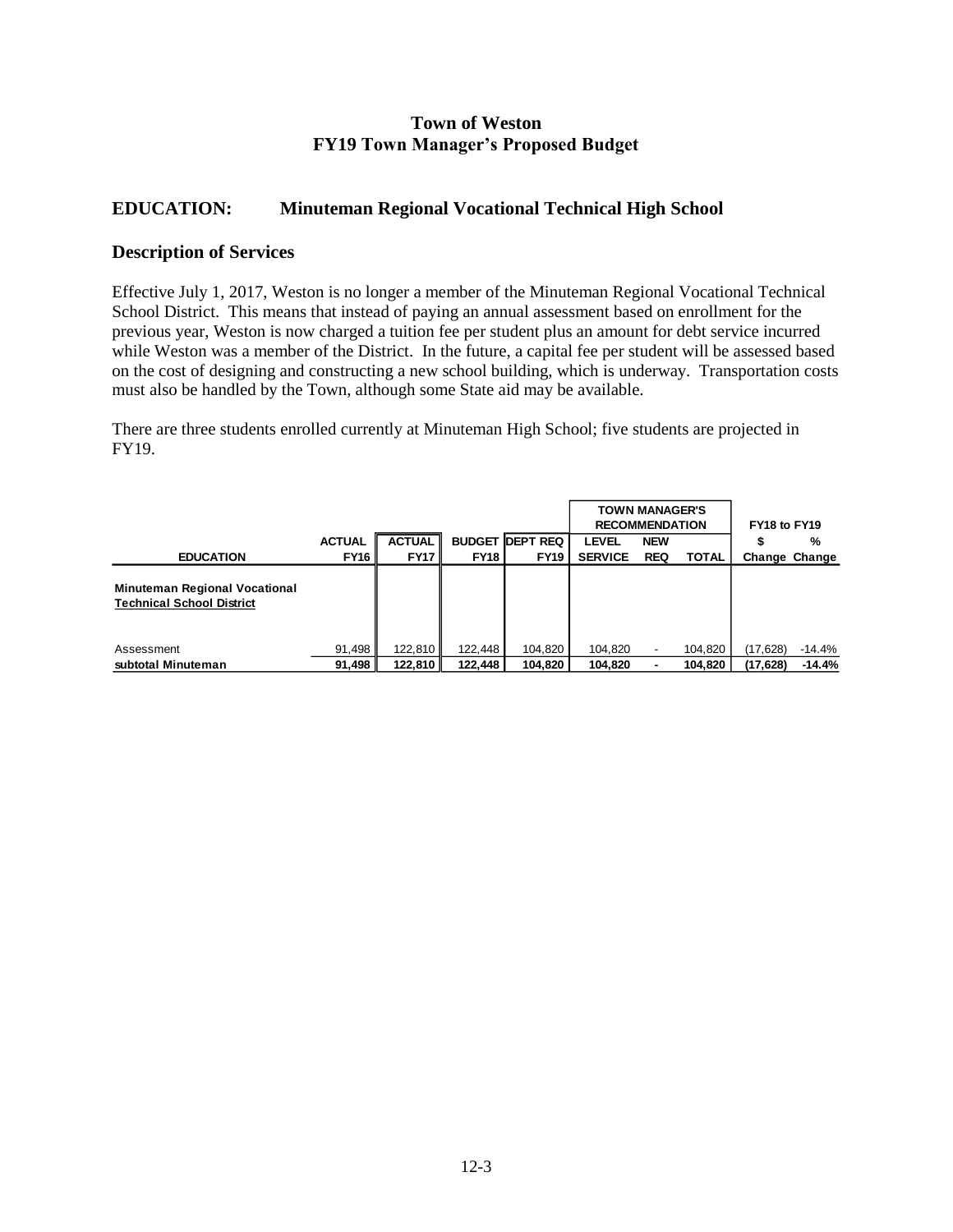**Town of Weston**
**FY19 Town Manager's Proposed Budget**

## EDUCATION: Minuteman Regional Vocational Technical High School

### Description of Services

Effective July 1, 2017, Weston is no longer a member of the Minuteman Regional Vocational Technical School District. This means that instead of paying an annual assessment based on enrollment for the previous year, Weston is now charged a tuition fee per student plus an amount for debt service incurred while Weston was a member of the District. In the future, a capital fee per student will be assessed based on the cost of designing and constructing a new school building, which is underway. Transportation costs must also be handled by the Town, although some State aid may be available.

There are three students enrolled currently at Minuteman High School; five students are projected in FY19.

| | | | | | TOWN MANAGER'S RECOMMENDATION | | | FY18 to FY19 | |
|---|---|---|---|---|---|---|---|---|---|
| **EDUCATION** | **ACTUAL FY16** | **ACTUAL FY17** | **BUDGET FY18** | **DEPT REQ FY19** | **LEVEL SERVICE** | **NEW REQ** | **TOTAL** | **$ Change** | **% Change** |
| **Minuteman Regional Vocational Technical School District** | | | | | | | | | |
| Assessment | 91,498 | 122,810 | 122,448 | 104,820 | 104,820 | - | 104,820 | (17,628) | -14.4% |
| **subtotal Minuteman** | **91,498** | **122,810** | **122,448** | **104,820** | **104,820** | **-** | **104,820** | **(17,628)** | **-14.4%** |